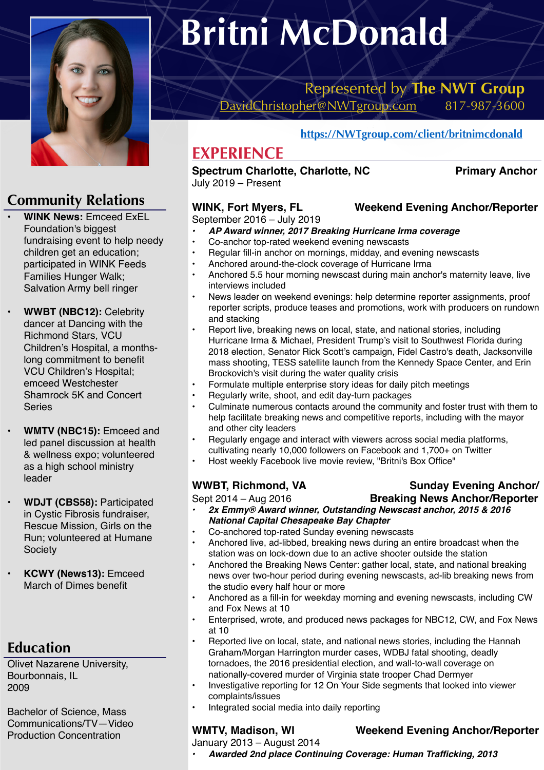# Britni McDonald

Represented by **The NWT Group**
DavidChristopher@NWTgroup.com 817-987-3600

https://NWTgroup.com/client/britnimcdonald

## EXPERIENCE

**Spectrum Charlotte, Charlotte, NC** **Primary Anchor**
July 2019 – Present

**WINK, Fort Myers, FL** **Weekend Evening Anchor/Reporter**
September 2016 – July 2019

- ***AP Award winner, 2017 Breaking Hurricane Irma coverage***
- Co-anchor top-rated weekend evening newscasts
- Regular fill-in anchor on mornings, midday, and evening newscasts
- Anchored around-the-clock coverage of Hurricane Irma
- Anchored 5.5 hour morning newscast during main anchor's maternity leave, live interviews included
- News leader on weekend evenings: help determine reporter assignments, proof reporter scripts, produce teases and promotions, work with producers on rundown and stacking
- Report live, breaking news on local, state, and national stories, including Hurricane Irma & Michael, President Trump's visit to Southwest Florida during 2018 election, Senator Rick Scott's campaign, Fidel Castro's death, Jacksonville mass shooting, TESS satellite launch from the Kennedy Space Center, and Erin Brockovich's visit during the water quality crisis
- Formulate multiple enterprise story ideas for daily pitch meetings
- Regularly write, shoot, and edit day-turn packages
- Culminate numerous contacts around the community and foster trust with them to help facilitate breaking news and competitive reports, including with the mayor and other city leaders
- Regularly engage and interact with viewers across social media platforms, cultivating nearly 10,000 followers on Facebook and 1,700+ on Twitter
- Host weekly Facebook live movie review, "Britni's Box Office"

**WWBT, Richmond, VA** **Sunday Evening Anchor/ Breaking News Anchor/Reporter**
Sept 2014 – Aug 2016

- ***2x Emmy® Award winner, Outstanding Newscast anchor, 2015 & 2016 National Capital Chesapeake Bay Chapter***
- Co-anchored top-rated Sunday evening newscasts
- Anchored live, ad-libbed, breaking news during an entire broadcast when the station was on lock-down due to an active shooter outside the station
- Anchored the Breaking News Center: gather local, state, and national breaking news over two-hour period during evening newscasts, ad-lib breaking news from the studio every half hour or more
- Anchored as a fill-in for weekday morning and evening newscasts, including CW and Fox News at 10
- Enterprised, wrote, and produced news packages for NBC12, CW, and Fox News at 10
- Reported live on local, state, and national news stories, including the Hannah Graham/Morgan Harrington murder cases, WDBJ fatal shooting, deadly tornadoes, the 2016 presidential election, and wall-to-wall coverage on nationally-covered murder of Virginia state trooper Chad Dermyer
- Investigative reporting for 12 On Your Side segments that looked into viewer complaints/issues
- Integrated social media into daily reporting

**WMTV, Madison, WI** **Weekend Evening Anchor/Reporter**
January 2013 – August 2014

- ***Awarded 2nd place Continuing Coverage: Human Trafficking, 2013***

## Community Relations

- **WINK News:** Emceed ExEL Foundation's biggest fundraising event to help needy children get an education; participated in WINK Feeds Families Hunger Walk; Salvation Army bell ringer
- **WWBT (NBC12):** Celebrity dancer at Dancing with the Richmond Stars, VCU Children's Hospital, a months-long commitment to benefit VCU Children's Hospital; emceed Westchester Shamrock 5K and Concert Series
- **WMTV (NBC15):** Emceed and led panel discussion at health & wellness expo; volunteered as a high school ministry leader
- **WDJT (CBS58):** Participated in Cystic Fibrosis fundraiser, Rescue Mission, Girls on the Run; volunteered at Humane Society
- **KCWY (News13):** Emceed March of Dimes benefit

## Education

Olivet Nazarene University, Bourbonnais, IL
2009

Bachelor of Science, Mass Communications/TV—Video Production Concentration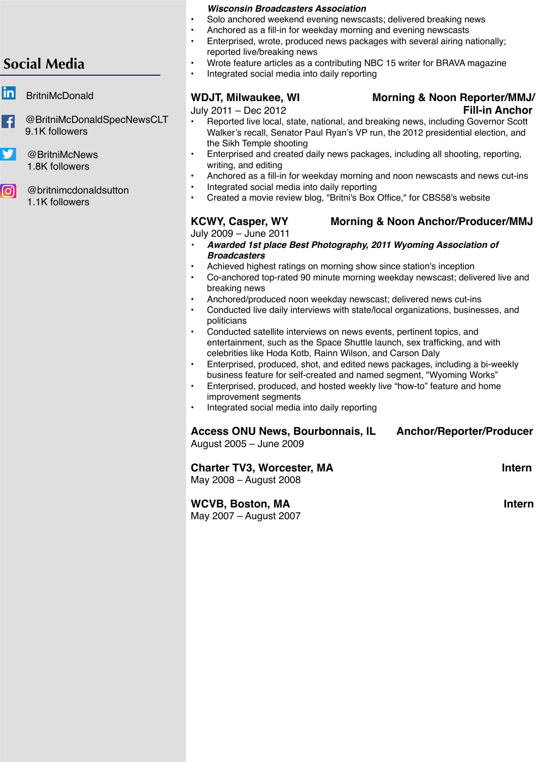## Social Media

- LinkedIn: BritniMcDonald
- Facebook: @BritniMcDonaldSpecNewsCLT — 9.1K followers
- Twitter: @BritniMcNews — 1.8K followers
- Instagram: @britnimcdonaldsutton — 1.1K followers

***Wisconsin Broadcasters Association***

- Solo anchored evening newscasts; delivered breaking news
- Anchored as a fill-in for weekday morning and evening newscasts
- Enterprised, wrote, produced news packages with several airing nationally; reported live/breaking news
- Wrote feature articles as a contributing NBC 15 writer for BRAVA magazine
- Integrated social media into daily reporting

**WDJT, Milwaukee, WI** — **Morning & Noon Reporter/MMJ/ Fill-in Anchor**
July 2011 – Dec 2012

- Reported live local, state, national, and breaking news, including Governor Scott Walker's recall, Senator Paul Ryan's VP run, the 2012 presidential election, and the Sikh Temple shooting
- Enterprised and created daily news packages, including all shooting, reporting, writing, and editing
- Anchored as a fill-in for weekday morning and noon newscasts and news cut-ins
- Integrated social media into daily reporting
- Created a movie review blog, "Britni's Box Office," for CBS58's website

**KCWY, Casper, WY** — **Morning & Noon Anchor/Producer/MMJ**
July 2009 – June 2011

- ***Awarded 1st place Best Photography, 2011 Wyoming Association of Broadcasters***
- Achieved highest ratings on morning show since station's inception
- Co-anchored top-rated 90 minute morning weekday newscast; delivered live and breaking news
- Anchored/produced noon weekday newscast; delivered news cut-ins
- Conducted live daily interviews with state/local organizations, businesses, and politicians
- Conducted satellite interviews on news events, pertinent topics, and entertainment, such as the Space Shuttle launch, sex trafficking, and with celebrities like Hoda Kotb, Rainn Wilson, and Carson Daly
- Enterprised, produced, shot, and edited news packages, including a bi-weekly business feature for self-created and named segment, "Wyoming Works"
- Enterprised, produced, and hosted weekly live "how-to" feature and home improvement segments
- Integrated social media into daily reporting

**Access ONU News, Bourbonnais, IL** — **Anchor/Reporter/Producer**
August 2005 – June 2009

**Charter TV3, Worcester, MA** — **Intern**
May 2008 – August 2008

**WCVB, Boston, MA** — **Intern**
May 2007 – August 2007